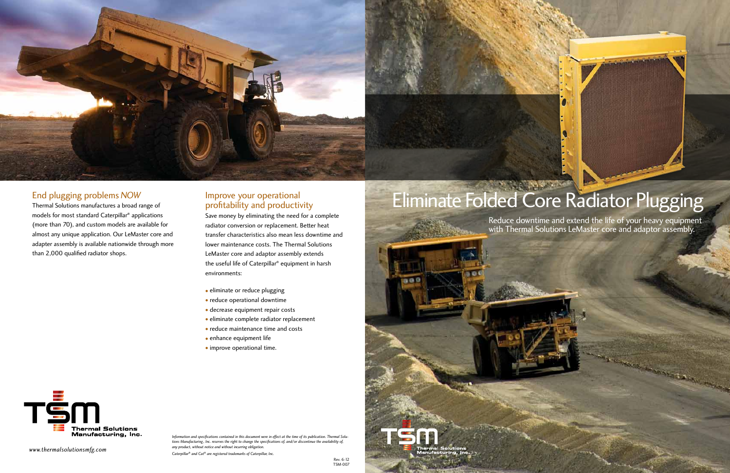# Eliminate Folded Core Radiator Plugging

Reduce downtime and extend the life of your heavy equipment with Thermal Solutions LeMaster core and adaptor assembly.

## End plugging problems *NOW*

Thermal Solutions manufactures a broad range of models for most standard Caterpillar® applications (more than 70), and custom models are available for almost any unique application. Our LeMaster core and adapter assembly is available nationwide through more than 2,000 qualified radiator shops.

## Improve your operational profitability and productivity

Save money by eliminating the need for a complete radiator conversion or replacement. Better heat transfer characteristics also mean less downtime and lower maintenance costs. The Thermal Solutions LeMaster core and adaptor assembly extends the useful life of Caterpillar® equipment in harsh environments:

- eliminate or reduce plugging
- reduce operational downtime
- decrease equipment repair costs
- eliminate complete radiator replacement
- reduce maintenance time and costs
- enhance equipment life
- improve operational time.

Thermal Solutions Manufacturing, Inc.

*www.thermalsolutionsmfg.com*

*Information and specifications contained in this document were in effect at the time of its publication. Thermal Solutions Manufacturing, Inc. reserves the right to change the specifications of, and/or discontinue the availability of, any product, without notice and without incurring obligation.*

*Caterpillar® and Cat® are registered trademarks of Caterpillar, Inc.*

Rev. 6-12
TSM-007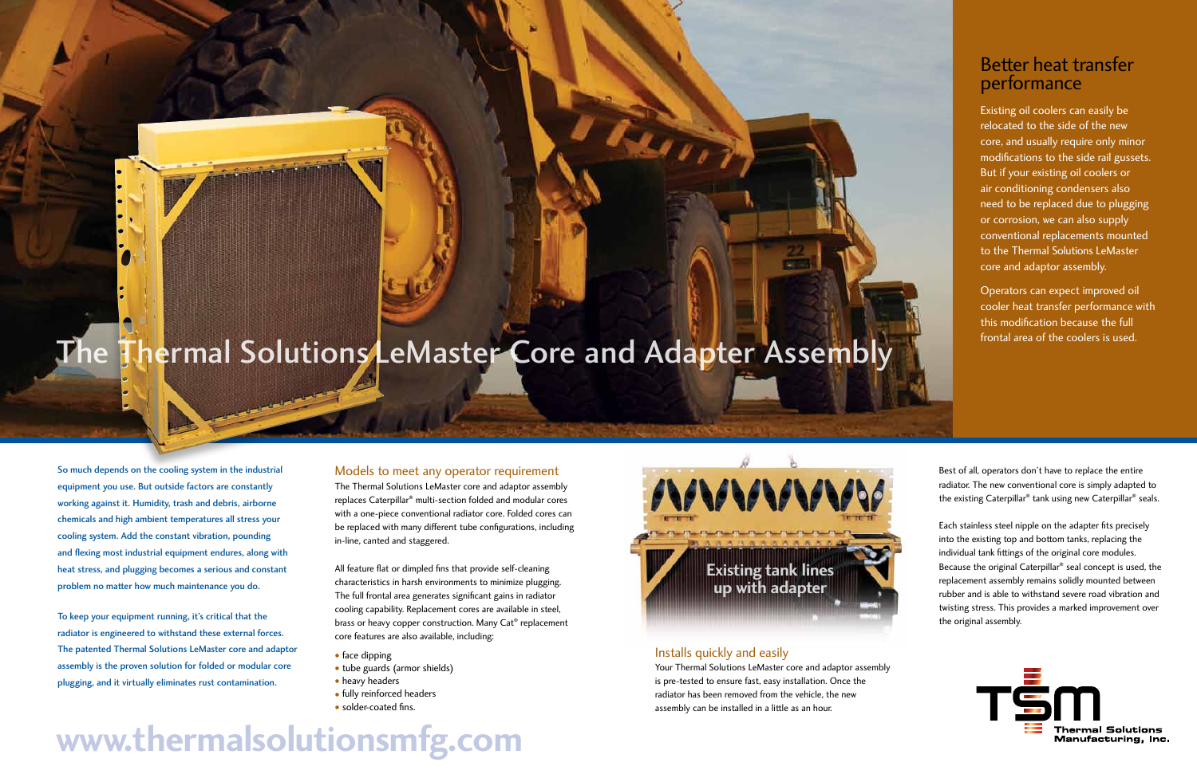# The Thermal Solutions LeMaster Core and Adapter Assembly

## Better heat transfer performance

Existing oil coolers can easily be relocated to the side of the new core, and usually require only minor modifications to the side rail gussets. But if your existing oil coolers or air conditioning condensers also need to be replaced due to plugging or corrosion, we can also supply conventional replacements mounted to the Thermal Solutions LeMaster core and adaptor assembly.

Operators can expect improved oil cooler heat transfer performance with this modification because the full frontal area of the coolers is used.

So much depends on the cooling system in the industrial equipment you use. But outside factors are constantly working against it. Humidity, trash and debris, airborne chemicals and high ambient temperatures all stress your cooling system. Add the constant vibration, pounding and flexing most industrial equipment endures, along with heat stress, and plugging becomes a serious and constant problem no matter how much maintenance you do.

To keep your equipment running, it's critical that the radiator is engineered to withstand these external forces. The patented Thermal Solutions LeMaster core and adaptor assembly is the proven solution for folded or modular core plugging, and it virtually eliminates rust contamination.

## Models to meet any operator requirement

The Thermal Solutions LeMaster core and adaptor assembly replaces Caterpillar® multi-section folded and modular cores with a one-piece conventional radiator core. Folded cores can be replaced with many different tube configurations, including in-line, canted and staggered.

All feature flat or dimpled fins that provide self-cleaning characteristics in harsh environments to minimize plugging. The full frontal area generates significant gains in radiator cooling capability. Replacement cores are available in steel, brass or heavy copper construction. Many Cat® replacement core features are also available, including:

- face dipping
- tube guards (armor shields)
- heavy headers
- fully reinforced headers
- solder-coated fins.

Existing tank lines up with adapter

## Installs quickly and easily

Your Thermal Solutions LeMaster core and adaptor assembly is pre-tested to ensure fast, easy installation. Once the radiator has been removed from the vehicle, the new assembly can be installed in a little as an hour.

Best of all, operators don't have to replace the entire radiator. The new conventional core is simply adapted to the existing Caterpillar® tank using new Caterpillar® seals.

Each stainless steel nipple on the adapter fits precisely into the existing top and bottom tanks, replacing the individual tank fittings of the original core modules. Because the original Caterpillar® seal concept is used, the replacement assembly remains solidly mounted between rubber and is able to withstand severe road vibration and twisting stress. This provides a marked improvement over the original assembly.

TSM Thermal Solutions Manufacturing, Inc.

**www.thermalsolutionsmfg.com**